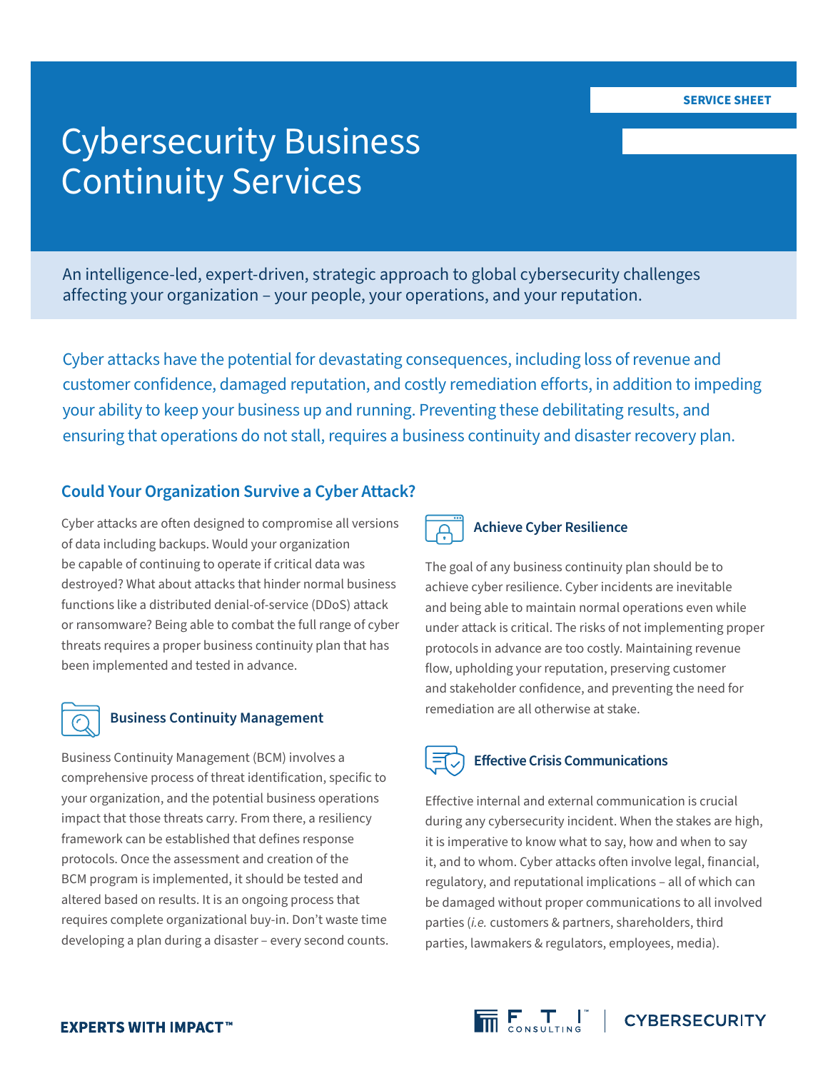SERVICE SHEET

# Cybersecurity Business Continuity Services

An intelligence-led, expert-driven, strategic approach to global cybersecurity challenges affecting your organization – your people, your operations, and your reputation.

Cyber attacks have the potential for devastating consequences, including loss of revenue and customer confidence, damaged reputation, and costly remediation efforts, in addition to impeding your ability to keep your business up and running. Preventing these debilitating results, and ensuring that operations do not stall, requires a business continuity and disaster recovery plan.

## Could Your Organization Survive a Cyber Attack?

Cyber attacks are often designed to compromise all versions of data including backups. Would your organization be capable of continuing to operate if critical data was destroyed? What about attacks that hinder normal business functions like a distributed denial-of-service (DDoS) attack or ransomware? Being able to combat the full range of cyber threats requires a proper business continuity plan that has been implemented and tested in advance.

### Business Continuity Management

Business Continuity Management (BCM) involves a comprehensive process of threat identification, specific to your organization, and the potential business operations impact that those threats carry. From there, a resiliency framework can be established that defines response protocols. Once the assessment and creation of the BCM program is implemented, it should be tested and altered based on results. It is an ongoing process that requires complete organizational buy-in. Don't waste time developing a plan during a disaster – every second counts.

### Achieve Cyber Resilience

The goal of any business continuity plan should be to achieve cyber resilience. Cyber incidents are inevitable and being able to maintain normal operations even while under attack is critical. The risks of not implementing proper protocols in advance are too costly. Maintaining revenue flow, upholding your reputation, preserving customer and stakeholder confidence, and preventing the need for remediation are all otherwise at stake.

### Effective Crisis Communications

Effective internal and external communication is crucial during any cybersecurity incident. When the stakes are high, it is imperative to know what to say, how and when to say it, and to whom. Cyber attacks often involve legal, financial, regulatory, and reputational implications – all of which can be damaged without proper communications to all involved parties (*i.e.* customers & partners, shareholders, third parties, lawmakers & regulators, employees, media).

**EXPERTS WITH IMPACT™**

FTI CONSULTING | CYBERSECURITY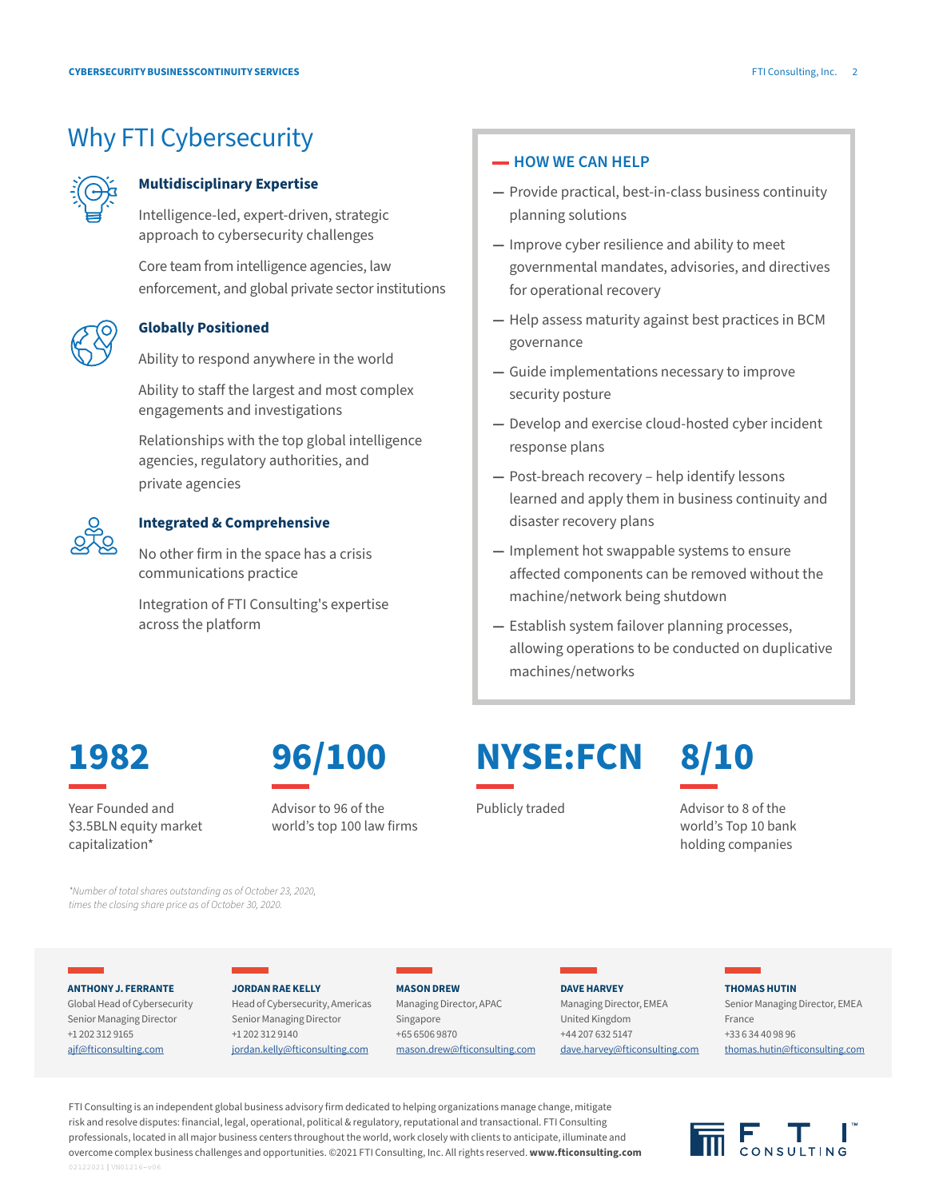## Why FTI Cybersecurity

### Multidisciplinary Expertise

Intelligence-led, expert-driven, strategic approach to cybersecurity challenges

Core team from intelligence agencies, law enforcement, and global private sector institutions

### Globally Positioned

Ability to respond anywhere in the world

Ability to staff the largest and most complex engagements and investigations

Relationships with the top global intelligence agencies, regulatory authorities, and private agencies

### Integrated & Comprehensive

No other firm in the space has a crisis communications practice

Integration of FTI Consulting's expertise across the platform

## HOW WE CAN HELP

- Provide practical, best-in-class business continuity planning solutions
- Improve cyber resilience and ability to meet governmental mandates, advisories, and directives for operational recovery
- Help assess maturity against best practices in BCM governance
- Guide implementations necessary to improve security posture
- Develop and exercise cloud-hosted cyber incident response plans
- Post-breach recovery – help identify lessons learned and apply them in business continuity and disaster recovery plans
- Implement hot swappable systems to ensure affected components can be removed without the machine/network being shutdown
- Establish system failover planning processes, allowing operations to be conducted on duplicative machines/networks

**1982**

Year Founded and $3.5BLN equity market capitalization*

**96/100**

Advisor to 96 of the world's top 100 law firms

**NYSE:FCN**

Publicly traded

**8/10**

Advisor to 8 of the world's Top 10 bank holding companies

*\*Number of total shares outstanding as of October 23, 2020, times the closing share price as of October 30, 2020.*

**ANTHONY J. FERRANTE**
Global Head of Cybersecurity
Senior Managing Director
+1 202 312 9165
ajf@fticonsulting.com

**JORDAN RAE KELLY**
Head of Cybersecurity, Americas
Senior Managing Director
+1 202 312 9140
jordan.kelly@fticonsulting.com

**MASON DREW**
Managing Director, APAC
Singapore
+65 6506 9870
mason.drew@fticonsulting.com

**DAVE HARVEY**
Managing Director, EMEA
United Kingdom
+44 207 632 5147
dave.harvey@fticonsulting.com

**THOMAS HUTIN**
Senior Managing Director, EMEA
France
+33 6 34 40 98 96
thomas.hutin@fticonsulting.com

FTI Consulting is an independent global business advisory firm dedicated to helping organizations manage change, mitigate risk and resolve disputes: financial, legal, operational, political & regulatory, reputational and transactional. FTI Consulting professionals, located in all major business centers throughout the world, work closely with clients to anticipate, illuminate and overcome complex business challenges and opportunities. ©2021 FTI Consulting, Inc. All rights reserved. **www.fticonsulting.com**

02122021 | VN01216-v06

FTI CONSULTING